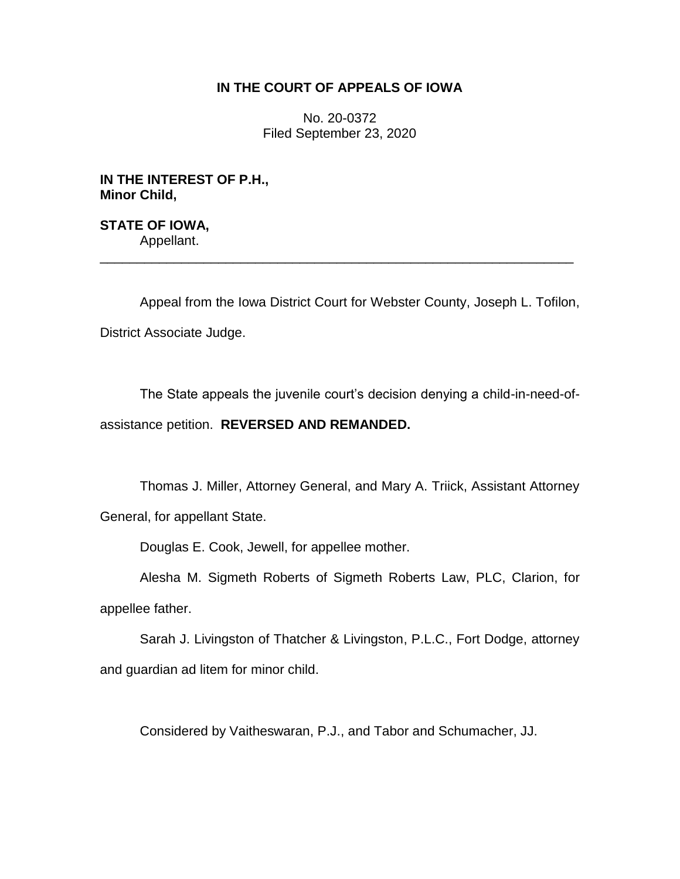**IN THE COURT OF APPEALS OF IOWA**

No. 20-0372
Filed September 23, 2020

**IN THE INTEREST OF P.H.,**
**Minor Child,**

**STATE OF IOWA,**
Appellant.

---

Appeal from the Iowa District Court for Webster County, Joseph L. Tofilon, District Associate Judge.

The State appeals the juvenile court's decision denying a child-in-need-of-assistance petition. **REVERSED AND REMANDED.**

Thomas J. Miller, Attorney General, and Mary A. Triick, Assistant Attorney General, for appellant State.

Douglas E. Cook, Jewell, for appellee mother.

Alesha M. Sigmeth Roberts of Sigmeth Roberts Law, PLC, Clarion, for appellee father.

Sarah J. Livingston of Thatcher & Livingston, P.L.C., Fort Dodge, attorney and guardian ad litem for minor child.

Considered by Vaitheswaran, P.J., and Tabor and Schumacher, JJ.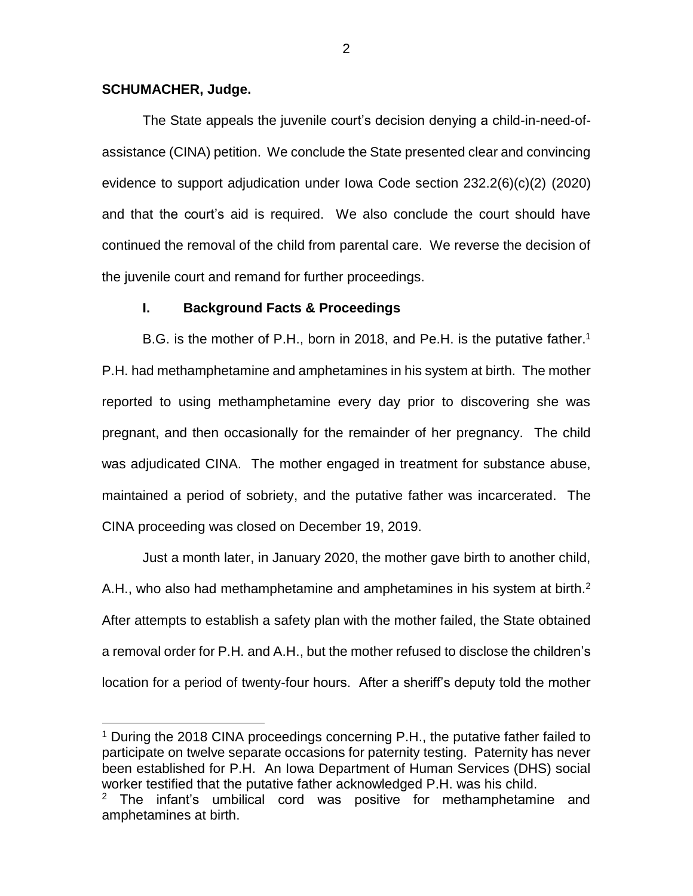**SCHUMACHER, Judge.**

The State appeals the juvenile court's decision denying a child-in-need-of-assistance (CINA) petition. We conclude the State presented clear and convincing evidence to support adjudication under Iowa Code section 232.2(6)(c)(2) (2020) and that the court's aid is required. We also conclude the court should have continued the removal of the child from parental care. We reverse the decision of the juvenile court and remand for further proceedings.

## I. Background Facts & Proceedings

B.G. is the mother of P.H., born in 2018, and Pe.H. is the putative father.[1] P.H. had methamphetamine and amphetamines in his system at birth. The mother reported to using methamphetamine every day prior to discovering she was pregnant, and then occasionally for the remainder of her pregnancy. The child was adjudicated CINA. The mother engaged in treatment for substance abuse, maintained a period of sobriety, and the putative father was incarcerated. The CINA proceeding was closed on December 19, 2019.

Just a month later, in January 2020, the mother gave birth to another child, A.H., who also had methamphetamine and amphetamines in his system at birth.[2] After attempts to establish a safety plan with the mother failed, the State obtained a removal order for P.H. and A.H., but the mother refused to disclose the children's location for a period of twenty-four hours. After a sheriff's deputy told the mother

---

[1] During the 2018 CINA proceedings concerning P.H., the putative father failed to participate on twelve separate occasions for paternity testing. Paternity has never been established for P.H. An Iowa Department of Human Services (DHS) social worker testified that the putative father acknowledged P.H. was his child.

[2] The infant's umbilical cord was positive for methamphetamine and amphetamines at birth.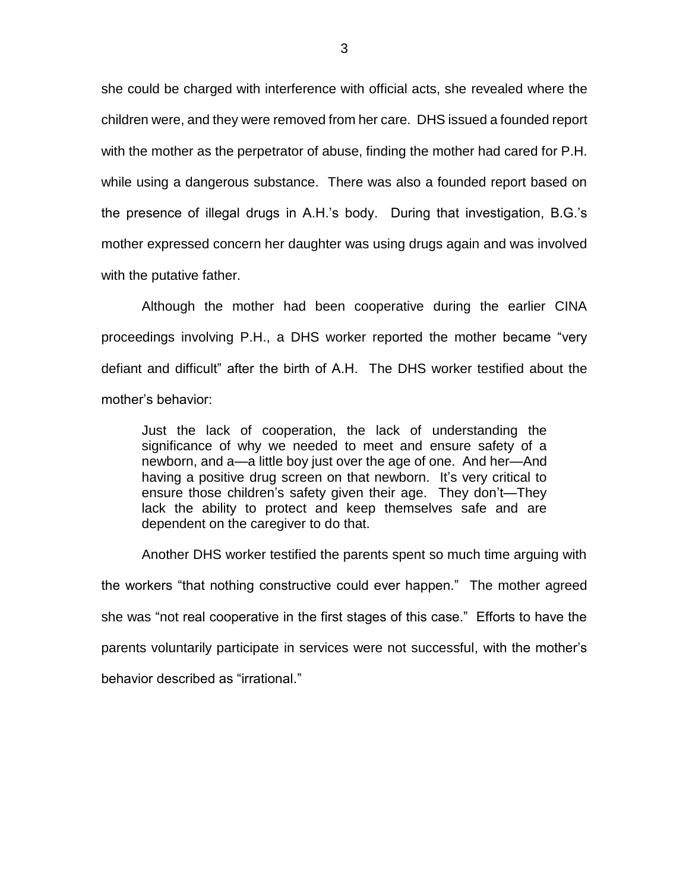she could be charged with interference with official acts, she revealed where the children were, and they were removed from her care. DHS issued a founded report with the mother as the perpetrator of abuse, finding the mother had cared for P.H. while using a dangerous substance. There was also a founded report based on the presence of illegal drugs in A.H.'s body. During that investigation, B.G.'s mother expressed concern her daughter was using drugs again and was involved with the putative father.

Although the mother had been cooperative during the earlier CINA proceedings involving P.H., a DHS worker reported the mother became "very defiant and difficult" after the birth of A.H. The DHS worker testified about the mother's behavior:

> Just the lack of cooperation, the lack of understanding the significance of why we needed to meet and ensure safety of a newborn, and a—a little boy just over the age of one. And her—And having a positive drug screen on that newborn. It's very critical to ensure those children's safety given their age. They don't—They lack the ability to protect and keep themselves safe and are dependent on the caregiver to do that.

Another DHS worker testified the parents spent so much time arguing with the workers "that nothing constructive could ever happen." The mother agreed she was "not real cooperative in the first stages of this case." Efforts to have the parents voluntarily participate in services were not successful, with the mother's behavior described as "irrational."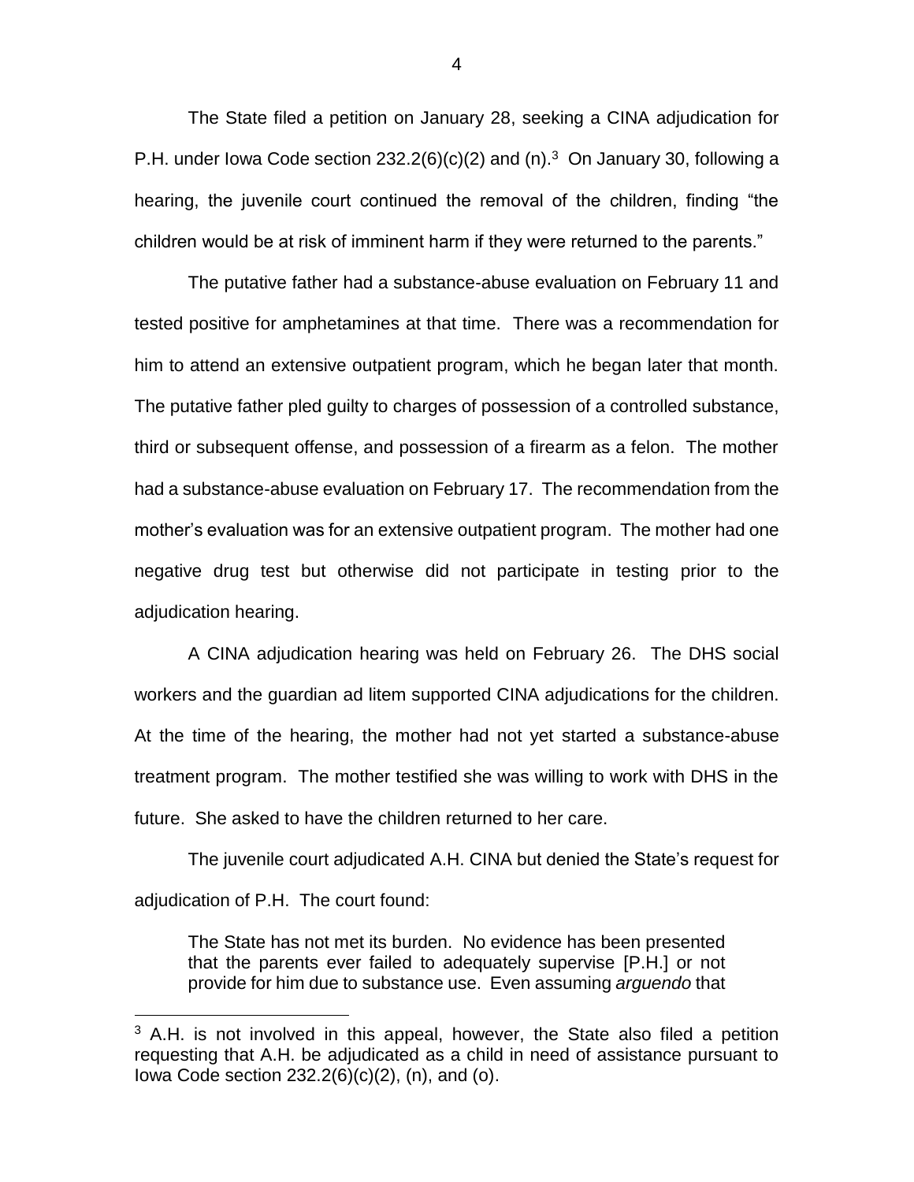The State filed a petition on January 28, seeking a CINA adjudication for P.H. under Iowa Code section 232.2(6)(c)(2) and (n).[3] On January 30, following a hearing, the juvenile court continued the removal of the children, finding "the children would be at risk of imminent harm if they were returned to the parents."

The putative father had a substance-abuse evaluation on February 11 and tested positive for amphetamines at that time. There was a recommendation for him to attend an extensive outpatient program, which he began later that month. The putative father pled guilty to charges of possession of a controlled substance, third or subsequent offense, and possession of a firearm as a felon. The mother had a substance-abuse evaluation on February 17. The recommendation from the mother's evaluation was for an extensive outpatient program. The mother had one negative drug test but otherwise did not participate in testing prior to the adjudication hearing.

A CINA adjudication hearing was held on February 26. The DHS social workers and the guardian ad litem supported CINA adjudications for the children. At the time of the hearing, the mother had not yet started a substance-abuse treatment program. The mother testified she was willing to work with DHS in the future. She asked to have the children returned to her care.

The juvenile court adjudicated A.H. CINA but denied the State's request for adjudication of P.H. The court found:

> The State has not met its burden. No evidence has been presented that the parents ever failed to adequately supervise [P.H.] or not provide for him due to substance use. Even assuming *arguendo* that

[3] A.H. is not involved in this appeal, however, the State also filed a petition requesting that A.H. be adjudicated as a child in need of assistance pursuant to Iowa Code section 232.2(6)(c)(2), (n), and (o).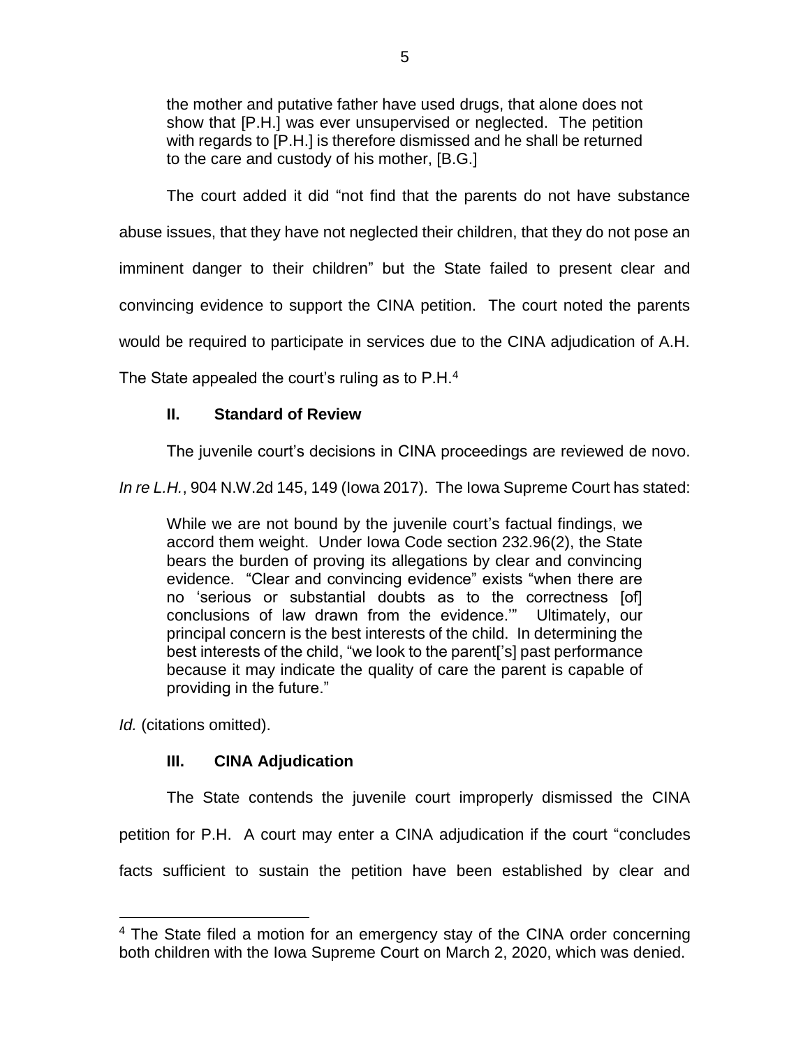> the mother and putative father have used drugs, that alone does not show that [P.H.] was ever unsupervised or neglected. The petition with regards to [P.H.] is therefore dismissed and he shall be returned to the care and custody of his mother, [B.G.]

The court added it did "not find that the parents do not have substance abuse issues, that they have not neglected their children, that they do not pose an imminent danger to their children" but the State failed to present clear and convincing evidence to support the CINA petition. The court noted the parents would be required to participate in services due to the CINA adjudication of A.H. The State appealed the court's ruling as to P.H.[4]

## II. Standard of Review

The juvenile court's decisions in CINA proceedings are reviewed de novo. *In re L.H.*, 904 N.W.2d 145, 149 (Iowa 2017). The Iowa Supreme Court has stated:

> While we are not bound by the juvenile court's factual findings, we accord them weight. Under Iowa Code section 232.96(2), the State bears the burden of proving its allegations by clear and convincing evidence. "Clear and convincing evidence" exists "when there are no 'serious or substantial doubts as to the correctness [of] conclusions of law drawn from the evidence.'" Ultimately, our principal concern is the best interests of the child. In determining the best interests of the child, "we look to the parent['s] past performance because it may indicate the quality of care the parent is capable of providing in the future."

*Id.* (citations omitted).

## III. CINA Adjudication

The State contends the juvenile court improperly dismissed the CINA petition for P.H. A court may enter a CINA adjudication if the court "concludes facts sufficient to sustain the petition have been established by clear and

---

[4] The State filed a motion for an emergency stay of the CINA order concerning both children with the Iowa Supreme Court on March 2, 2020, which was denied.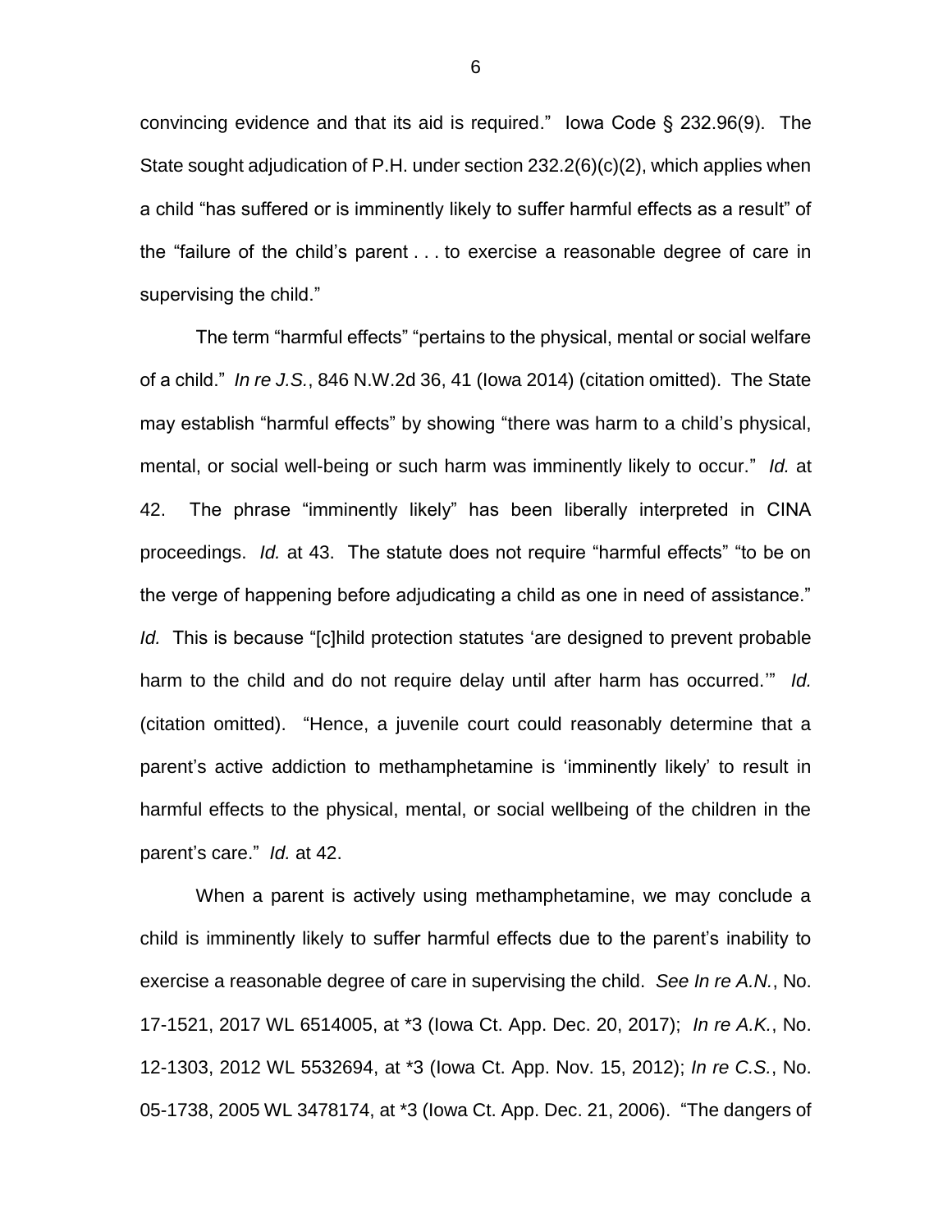convincing evidence and that its aid is required." Iowa Code § 232.96(9). The State sought adjudication of P.H. under section 232.2(6)(c)(2), which applies when a child "has suffered or is imminently likely to suffer harmful effects as a result" of the "failure of the child's parent . . . to exercise a reasonable degree of care in supervising the child."

The term "harmful effects" "pertains to the physical, mental or social welfare of a child." *In re J.S.*, 846 N.W.2d 36, 41 (Iowa 2014) (citation omitted). The State may establish "harmful effects" by showing "there was harm to a child's physical, mental, or social well-being or such harm was imminently likely to occur." *Id.* at 42. The phrase "imminently likely" has been liberally interpreted in CINA proceedings. *Id.* at 43. The statute does not require "harmful effects" "to be on the verge of happening before adjudicating a child as one in need of assistance." *Id.* This is because "[c]hild protection statutes 'are designed to prevent probable harm to the child and do not require delay until after harm has occurred.'" *Id.* (citation omitted). "Hence, a juvenile court could reasonably determine that a parent's active addiction to methamphetamine is 'imminently likely' to result in harmful effects to the physical, mental, or social wellbeing of the children in the parent's care." *Id.* at 42.

When a parent is actively using methamphetamine, we may conclude a child is imminently likely to suffer harmful effects due to the parent's inability to exercise a reasonable degree of care in supervising the child. *See In re A.N.*, No. 17-1521, 2017 WL 6514005, at *3 (Iowa Ct. App. Dec. 20, 2017); *In re A.K.*, No. 12-1303, 2012 WL 5532694, at *3 (Iowa Ct. App. Nov. 15, 2012); *In re C.S.*, No. 05-1738, 2005 WL 3478174, at *3 (Iowa Ct. App. Dec. 21, 2006). "The dangers of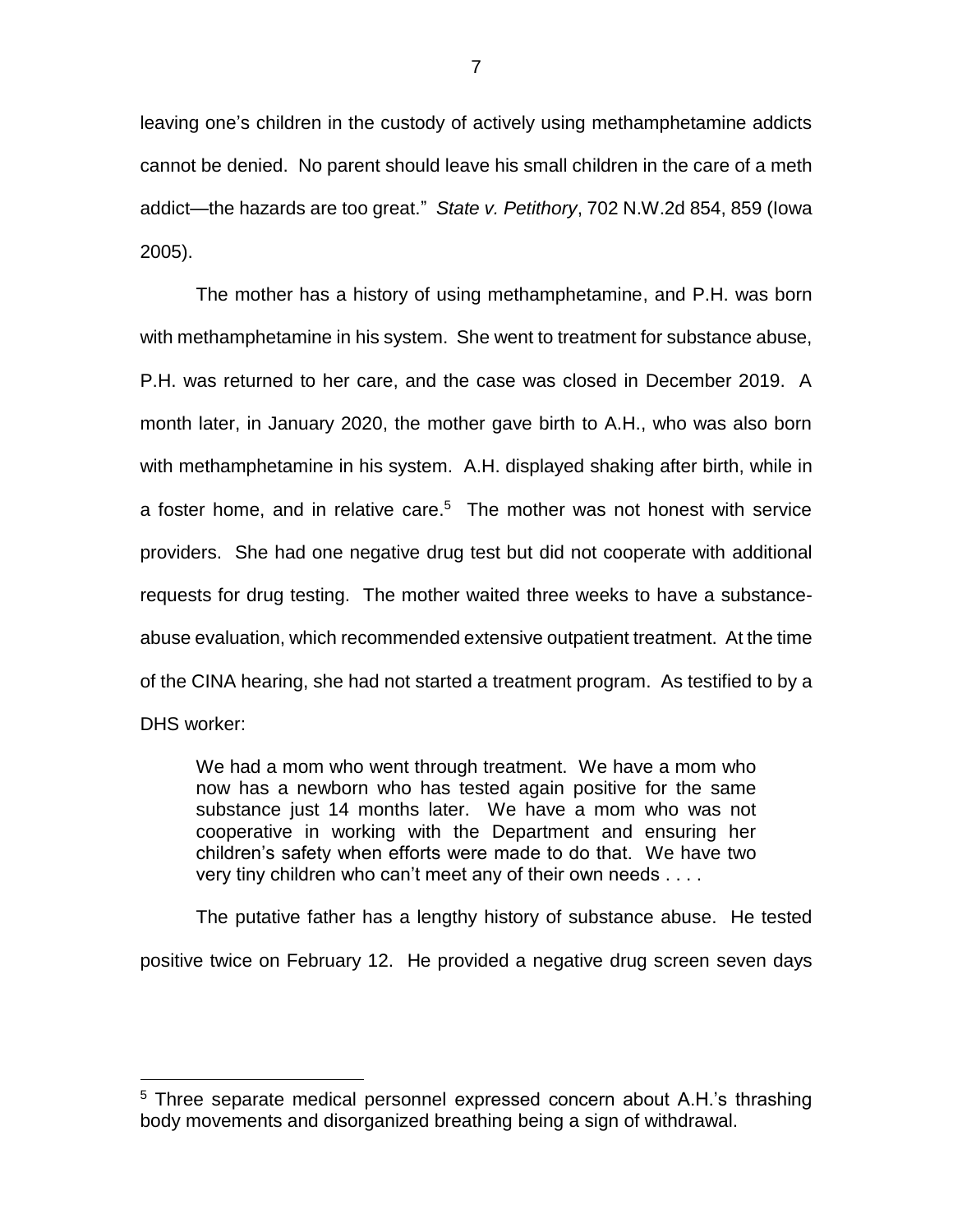leaving one's children in the custody of actively using methamphetamine addicts cannot be denied. No parent should leave his small children in the care of a meth addict—the hazards are too great." *State v. Petithory*, 702 N.W.2d 854, 859 (Iowa 2005).

The mother has a history of using methamphetamine, and P.H. was born with methamphetamine in his system. She went to treatment for substance abuse, P.H. was returned to her care, and the case was closed in December 2019. A month later, in January 2020, the mother gave birth to A.H., who was also born with methamphetamine in his system. A.H. displayed shaking after birth, while in a foster home, and in relative care.[5] The mother was not honest with service providers. She had one negative drug test but did not cooperate with additional requests for drug testing. The mother waited three weeks to have a substance-abuse evaluation, which recommended extensive outpatient treatment. At the time of the CINA hearing, she had not started a treatment program. As testified to by a DHS worker:

> We had a mom who went through treatment. We have a mom who now has a newborn who has tested again positive for the same substance just 14 months later. We have a mom who was not cooperative in working with the Department and ensuring her children's safety when efforts were made to do that. We have two very tiny children who can't meet any of their own needs . . . .

The putative father has a lengthy history of substance abuse. He tested positive twice on February 12. He provided a negative drug screen seven days

---

[5] Three separate medical personnel expressed concern about A.H.'s thrashing body movements and disorganized breathing being a sign of withdrawal.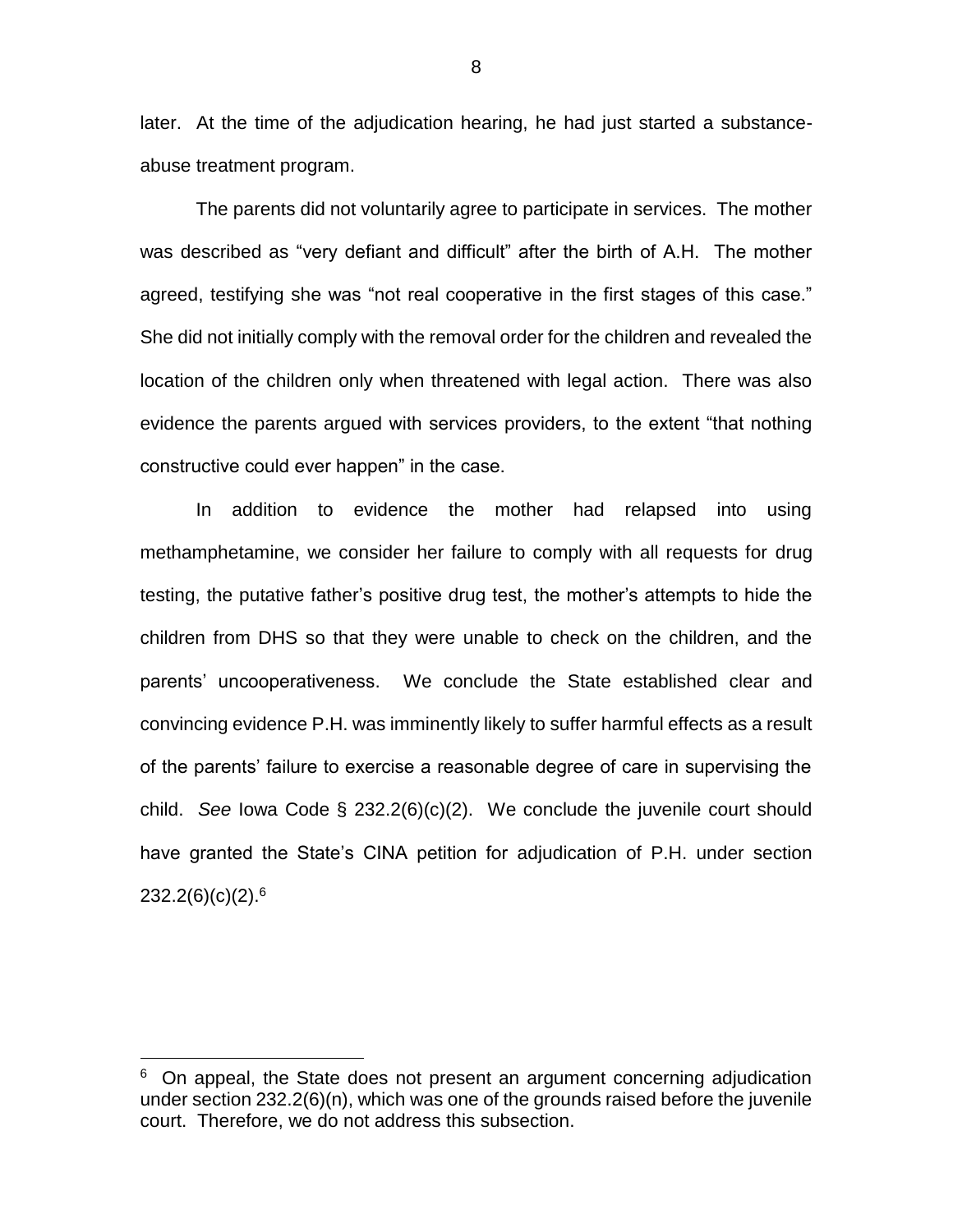later. At the time of the adjudication hearing, he had just started a substance-abuse treatment program.

The parents did not voluntarily agree to participate in services. The mother was described as "very defiant and difficult" after the birth of A.H. The mother agreed, testifying she was "not real cooperative in the first stages of this case." She did not initially comply with the removal order for the children and revealed the location of the children only when threatened with legal action. There was also evidence the parents argued with services providers, to the extent "that nothing constructive could ever happen" in the case.

In addition to evidence the mother had relapsed into using methamphetamine, we consider her failure to comply with all requests for drug testing, the putative father's positive drug test, the mother's attempts to hide the children from DHS so that they were unable to check on the children, and the parents' uncooperativeness. We conclude the State established clear and convincing evidence P.H. was imminently likely to suffer harmful effects as a result of the parents' failure to exercise a reasonable degree of care in supervising the child. *See* Iowa Code § 232.2(6)(c)(2). We conclude the juvenile court should have granted the State's CINA petition for adjudication of P.H. under section 232.2(6)(c)(2).[6]

---

[6] On appeal, the State does not present an argument concerning adjudication under section 232.2(6)(n), which was one of the grounds raised before the juvenile court. Therefore, we do not address this subsection.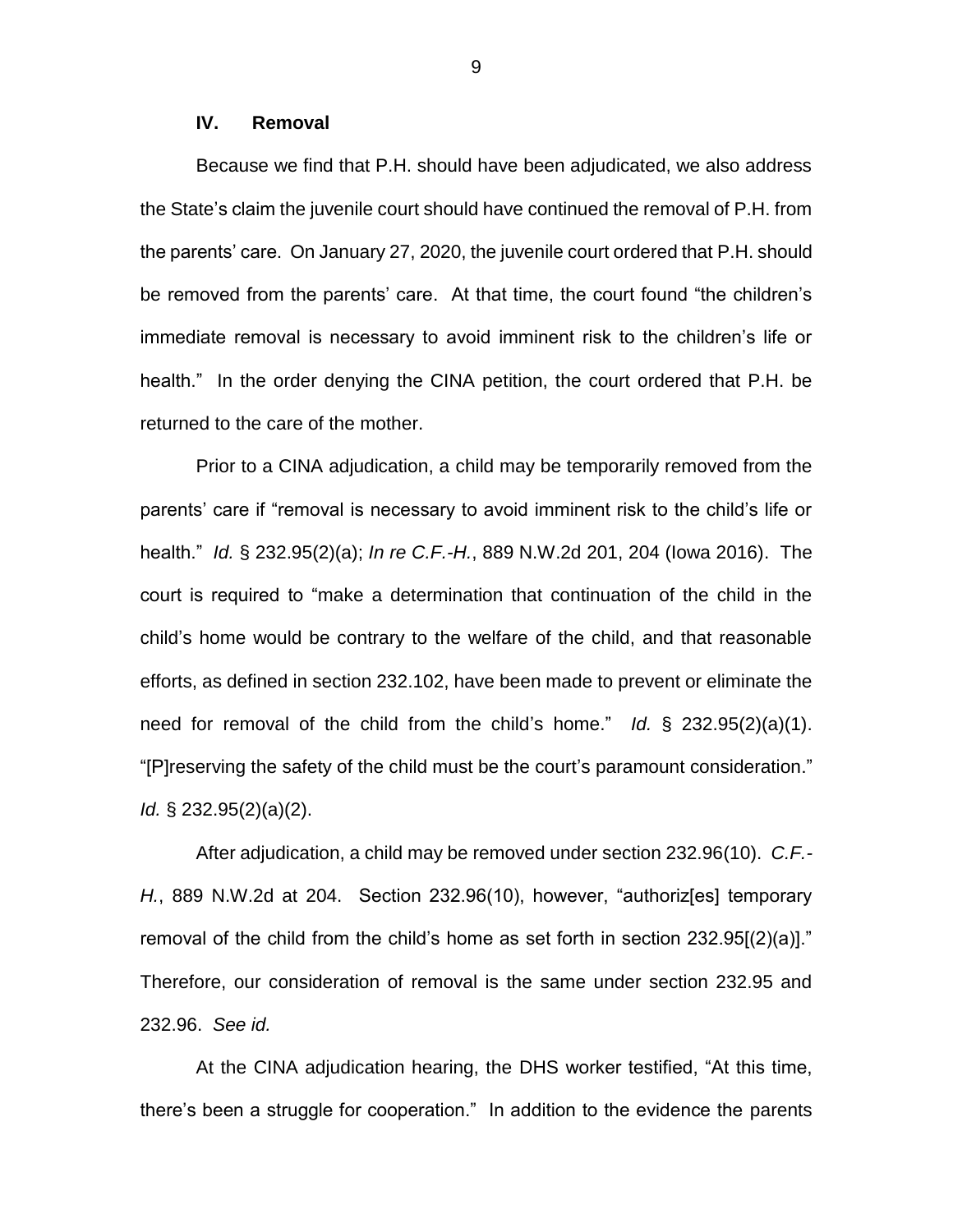## IV. Removal

Because we find that P.H. should have been adjudicated, we also address the State's claim the juvenile court should have continued the removal of P.H. from the parents' care. On January 27, 2020, the juvenile court ordered that P.H. should be removed from the parents' care. At that time, the court found "the children's immediate removal is necessary to avoid imminent risk to the children's life or health." In the order denying the CINA petition, the court ordered that P.H. be returned to the care of the mother.

Prior to a CINA adjudication, a child may be temporarily removed from the parents' care if "removal is necessary to avoid imminent risk to the child's life or health." *Id.* § 232.95(2)(a); *In re C.F.-H.*, 889 N.W.2d 201, 204 (Iowa 2016). The court is required to "make a determination that continuation of the child in the child's home would be contrary to the welfare of the child, and that reasonable efforts, as defined in section 232.102, have been made to prevent or eliminate the need for removal of the child from the child's home." *Id.* § 232.95(2)(a)(1). "[P]reserving the safety of the child must be the court's paramount consideration." *Id.* § 232.95(2)(a)(2).

After adjudication, a child may be removed under section 232.96(10). *C.F.-H.*, 889 N.W.2d at 204. Section 232.96(10), however, "authoriz[es] temporary removal of the child from the child's home as set forth in section 232.95[(2)(a)]." Therefore, our consideration of removal is the same under section 232.95 and 232.96. *See id.*

At the CINA adjudication hearing, the DHS worker testified, "At this time, there's been a struggle for cooperation." In addition to the evidence the parents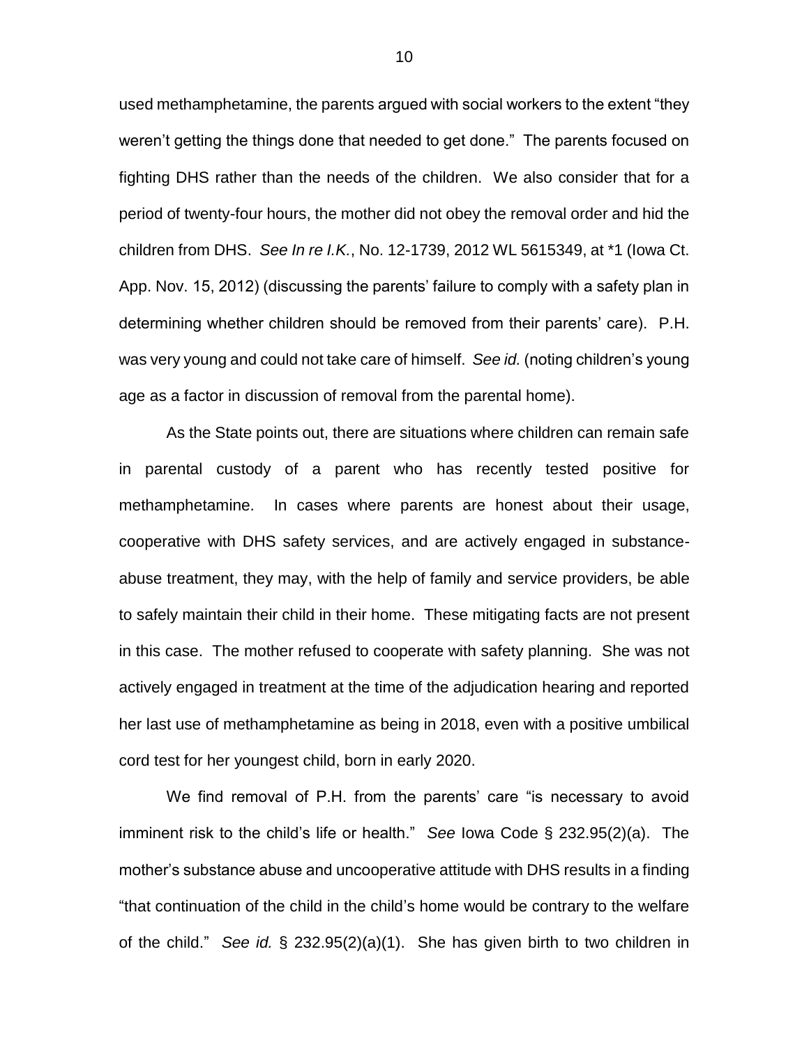used methamphetamine, the parents argued with social workers to the extent "they weren't getting the things done that needed to get done." The parents focused on fighting DHS rather than the needs of the children. We also consider that for a period of twenty-four hours, the mother did not obey the removal order and hid the children from DHS. *See In re I.K.*, No. 12-1739, 2012 WL 5615349, at *1 (Iowa Ct. App. Nov. 15, 2012) (discussing the parents' failure to comply with a safety plan in determining whether children should be removed from their parents' care). P.H. was very young and could not take care of himself. *See id.* (noting children's young age as a factor in discussion of removal from the parental home).

As the State points out, there are situations where children can remain safe in parental custody of a parent who has recently tested positive for methamphetamine. In cases where parents are honest about their usage, cooperative with DHS safety services, and are actively engaged in substance-abuse treatment, they may, with the help of family and service providers, be able to safely maintain their child in their home. These mitigating facts are not present in this case. The mother refused to cooperate with safety planning. She was not actively engaged in treatment at the time of the adjudication hearing and reported her last use of methamphetamine as being in 2018, even with a positive umbilical cord test for her youngest child, born in early 2020.

We find removal of P.H. from the parents' care "is necessary to avoid imminent risk to the child's life or health." *See* Iowa Code § 232.95(2)(a). The mother's substance abuse and uncooperative attitude with DHS results in a finding "that continuation of the child in the child's home would be contrary to the welfare of the child." *See id.* § 232.95(2)(a)(1). She has given birth to two children in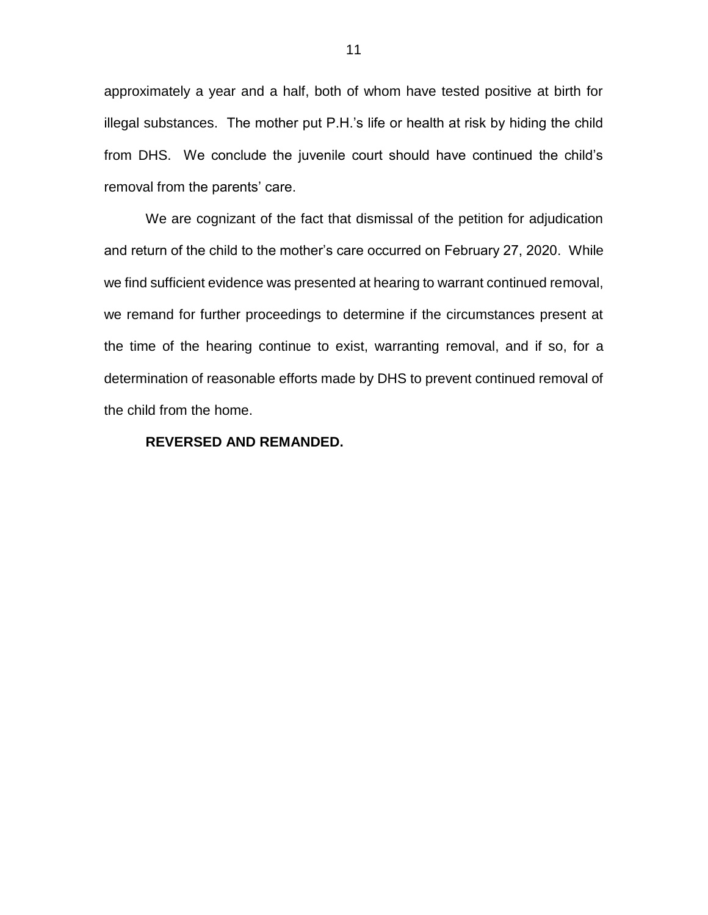approximately a year and a half, both of whom have tested positive at birth for illegal substances. The mother put P.H.'s life or health at risk by hiding the child from DHS. We conclude the juvenile court should have continued the child's removal from the parents' care.

We are cognizant of the fact that dismissal of the petition for adjudication and return of the child to the mother's care occurred on February 27, 2020. While we find sufficient evidence was presented at hearing to warrant continued removal, we remand for further proceedings to determine if the circumstances present at the time of the hearing continue to exist, warranting removal, and if so, for a determination of reasonable efforts made by DHS to prevent continued removal of the child from the home.

**REVERSED AND REMANDED.**